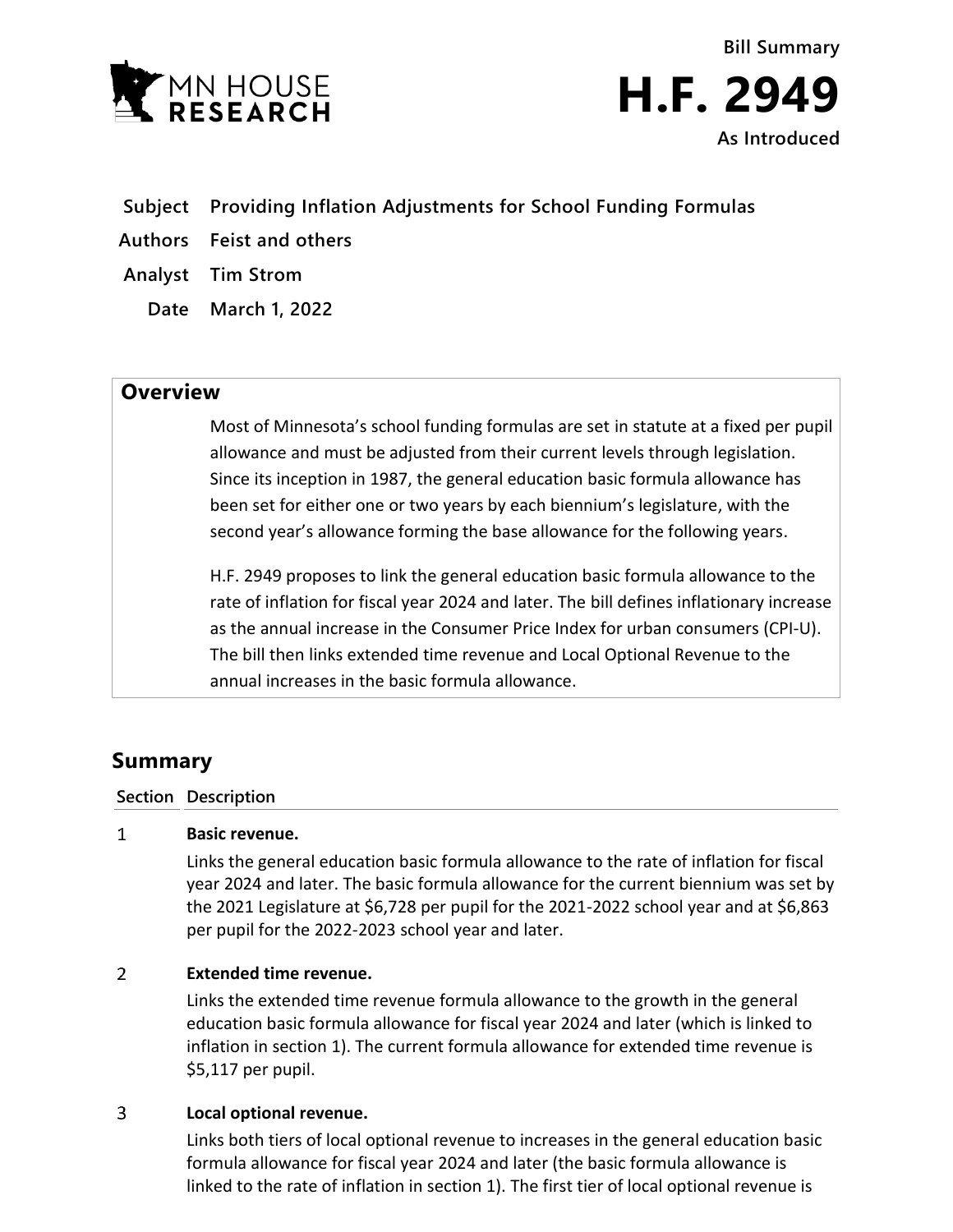**Bill Summary**

# H.F. 2949

**As Introduced**

| | |
|---|---|
| **Subject** | **Providing Inflation Adjustments for School Funding Formulas** |
| **Authors** | **Feist and others** |
| **Analyst** | **Tim Strom** |
| **Date** | **March 1, 2022** |

## Overview

Most of Minnesota's school funding formulas are set in statute at a fixed per pupil allowance and must be adjusted from their current levels through legislation. Since its inception in 1987, the general education basic formula allowance has been set for either one or two years by each biennium's legislature, with the second year's allowance forming the base allowance for the following years.

H.F. 2949 proposes to link the general education basic formula allowance to the rate of inflation for fiscal year 2024 and later. The bill defines inflationary increase as the annual increase in the Consumer Price Index for urban consumers (CPI-U). The bill then links extended time revenue and Local Optional Revenue to the annual increases in the basic formula allowance.

## Summary

| Section | Description |
|---|---|
| 1 | **Basic revenue.** Links the general education basic formula allowance to the rate of inflation for fiscal year 2024 and later. The basic formula allowance for the current biennium was set by the 2021 Legislature at $6,728 per pupil for the 2021-2022 school year and at $6,863 per pupil for the 2022-2023 school year and later. |
| 2 | **Extended time revenue.** Links the extended time revenue formula allowance to the growth in the general education basic formula allowance for fiscal year 2024 and later (which is linked to inflation in section 1). The current formula allowance for extended time revenue is $5,117 per pupil. |
| 3 | **Local optional revenue.** Links both tiers of local optional revenue to increases in the general education basic formula allowance for fiscal year 2024 and later (the basic formula allowance is linked to the rate of inflation in section 1). The first tier of local optional revenue is |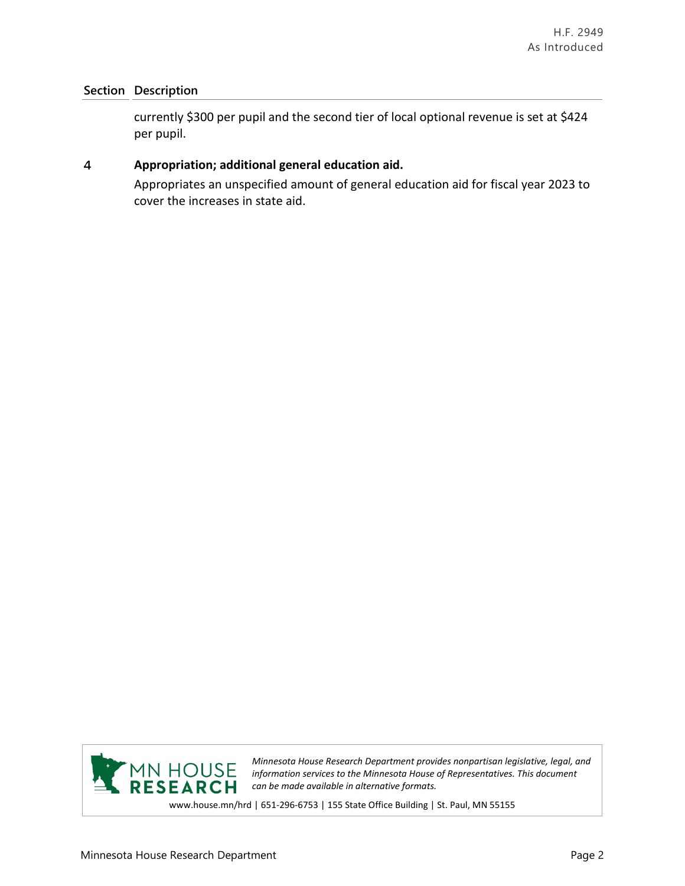| Section | Description |
|---|---|
| | currently $300 per pupil and the second tier of local optional revenue is set at $424 per pupil. |
| 4 | **Appropriation; additional general education aid.** |
| | Appropriates an unspecified amount of general education aid for fiscal year 2023 to cover the increases in state aid. |

MN HOUSE RESEARCH

*Minnesota House Research Department provides nonpartisan legislative, legal, and information services to the Minnesota House of Representatives. This document can be made available in alternative formats.*

www.house.mn/hrd | 651-296-6753 | 155 State Office Building | St. Paul, MN 55155